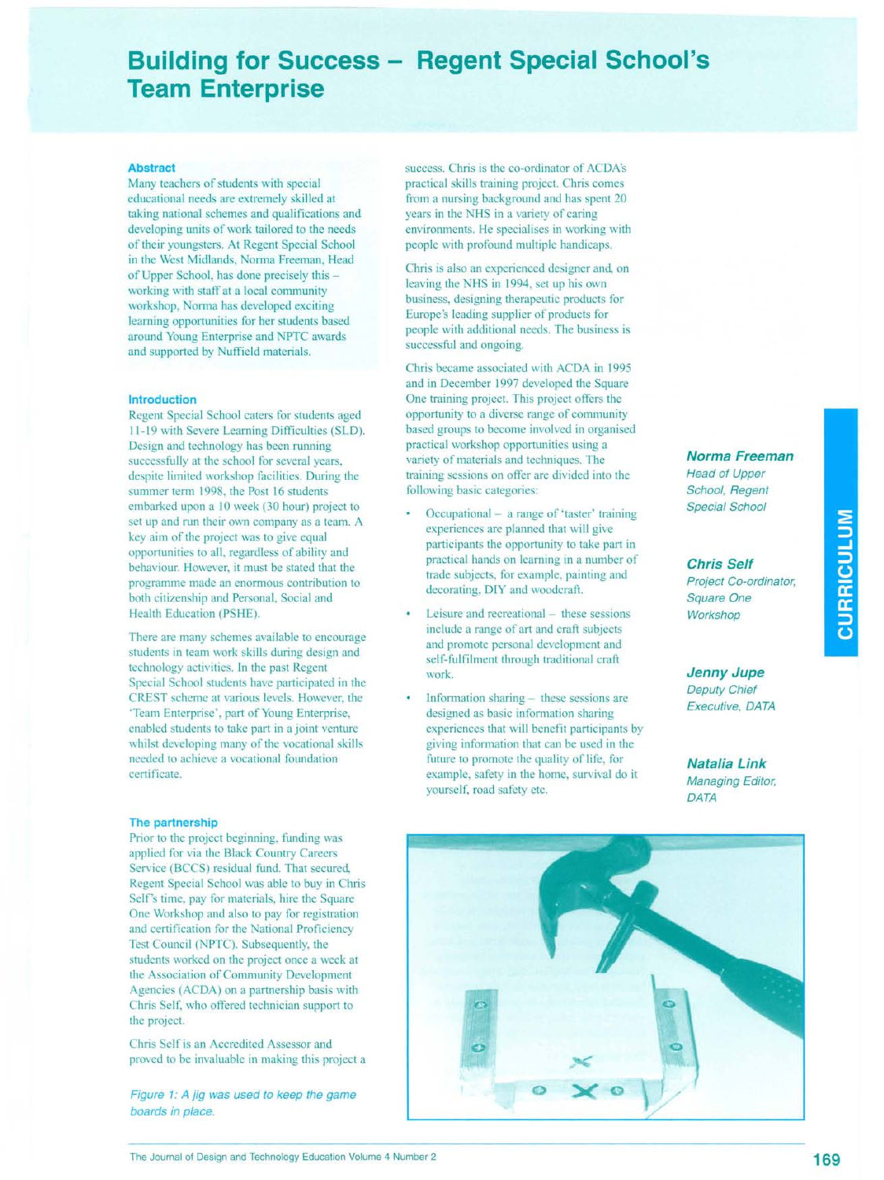# Building for Success – Regent Special School's Team Enterprise

**Norma Freeman**
*Head of Upper School, Regent Special School*

**Chris Self**
*Project Co-ordinator, Square One Workshop*

**Jenny Jupe**
*Deputy Chief Executive, DATA*

**Natalia Link**
*Managing Editor, DATA*

## Abstract

Many teachers of students with special educational needs are extremely skilled at taking national schemes and qualifications and developing units of work tailored to the needs of their youngsters. At Regent Special School in the West Midlands, Norma Freeman, Head of Upper School, has done precisely this – working with staff at a local community workshop, Norma has developed exciting learning opportunities for her students based around Young Enterprise and NPTC awards and supported by Nuffield materials.

## Introduction

Regent Special School caters for students aged 11-19 with Severe Learning Difficulties (SLD). Design and technology has been running successfully at the school for several years, despite limited workshop facilities. During the summer term 1998, the Post 16 students embarked upon a 10 week (30 hour) project to set up and run their own company as a team. A key aim of the project was to give equal opportunities to all, regardless of ability and behaviour. However, it must be stated that the programme made an enormous contribution to both citizenship and Personal, Social and Health Education (PSHE).

There are many schemes available to encourage students in team work skills during design and technology activities. In the past Regent Special School students have participated in the CREST scheme at various levels. However, the 'Team Enterprise', part of Young Enterprise, enabled students to take part in a joint venture whilst developing many of the vocational skills needed to achieve a vocational foundation certificate.

## The partnership

Prior to the project beginning, funding was applied for via the Black Country Careers Service (BCCS) residual fund. That secured, Regent Special School was able to buy in Chris Self's time, pay for materials, hire the Square One Workshop and also to pay for registration and certification for the National Proficiency Test Council (NPTC). Subsequently, the students worked on the project once a week at the Association of Community Development Agencies (ACDA) on a partnership basis with Chris Self, who offered technician support to the project.

Chris Self is an Accredited Assessor and proved to be invaluable in making this project a success. Chris is the co-ordinator of ACDA's practical skills training project. Chris comes from a nursing background and has spent 20 years in the NHS in a variety of caring environments. He specialises in working with people with profound multiple handicaps.

Chris is also an experienced designer and, on leaving the NHS in 1994, set up his own business, designing therapeutic products for Europe's leading supplier of products for people with additional needs. The business is successful and ongoing.

Chris became associated with ACDA in 1995 and in December 1997 developed the Square One training project. This project offers the opportunity to a diverse range of community based groups to become involved in organised practical workshop opportunities using a variety of materials and techniques. The training sessions on offer are divided into the following basic categories:

- Occupational – a range of 'taster' training experiences are planned that will give participants the opportunity to take part in practical hands on learning in a number of trade subjects, for example, painting and decorating, DIY and woodcraft.
- Leisure and recreational – these sessions include a range of art and craft subjects and promote personal development and self-fulfilment through traditional craft work.
- Information sharing – these sessions are designed as basic information sharing experiences that will benefit participants by giving information that can be used in the future to promote the quality of life, for example, safety in the home, survival do it yourself, road safety etc.

*Figure 1: A jig was used to keep the game boards in place.*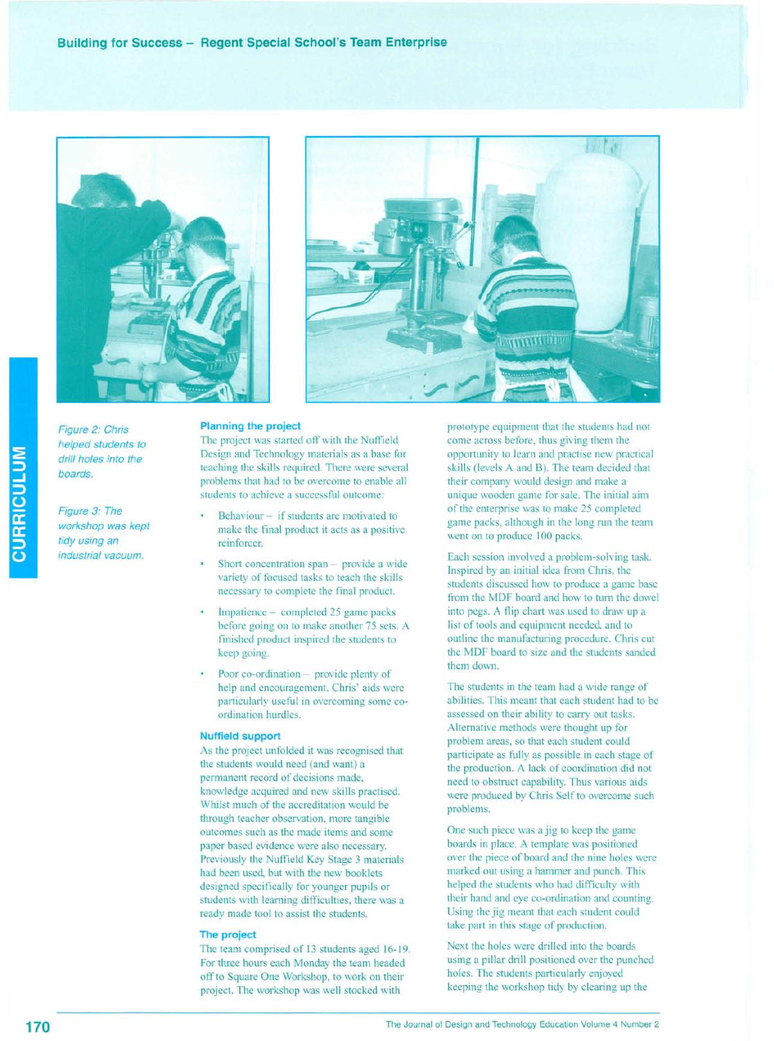*Figure 2: Chris helped students to drill holes into the boards.*

*Figure 3: The workshop was kept tidy using an industrial vacuum.*

### Planning the project

The project was started off with the Nuffield Design and Technology materials as a base for teaching the skills required. There were several problems that had to be overcome to enable all students to achieve a successful outcome:

- Behaviour – if students are motivated to make the final product it acts as a positive reinforcer.
- Short concentration span – provide a wide variety of focused tasks to teach the skills necessary to complete the final product.
- Impatience – completed 25 game packs before going on to make another 75 sets. A finished product inspired the students to keep going.
- Poor co-ordination – provide plenty of help and encouragement. Chris' aids were particularly useful in overcoming some co-ordination hurdles.

### Nuffield support

As the project unfolded it was recognised that the students would need (and want) a permanent record of decisions made, knowledge acquired and new skills practised. Whilst much of the accreditation would be through teacher observation, more tangible outcomes such as the made items and some paper based evidence were also necessary. Previously the Nuffield Key Stage 3 materials had been used, but with the new booklets designed specifically for younger pupils or students with learning difficulties, there was a ready made tool to assist the students.

### The project

The team comprised of 13 students aged 16-19. For three hours each Monday the team headed off to Square One Workshop, to work on their project. The workshop was well stocked with prototype equipment that the students had not come across before, thus giving them the opportunity to learn and practise new practical skills (levels A and B). The team decided that their company would design and make a unique wooden game for sale. The initial aim of the enterprise was to make 25 completed game packs, although in the long run the team went on to produce 100 packs.

Each session involved a problem-solving task. Inspired by an initial idea from Chris, the students discussed how to produce a game base from the MDF board and how to turn the dowel into pegs. A flip chart was used to draw up a list of tools and equipment needed, and to outline the manufacturing procedure. Chris cut the MDF board to size and the students sanded them down.

The students in the team had a wide range of abilities. This meant that each student had to be assessed on their ability to carry out tasks. Alternative methods were thought up for problem areas, so that each student could participate as fully as possible in each stage of the production. A lack of coordination did not need to obstruct capability. Thus various aids were produced by Chris Self to overcome such problems.

One such piece was a jig to keep the game boards in place. A template was positioned over the piece of board and the nine holes were marked out using a hammer and punch. This helped the students who had difficulty with their hand and eye co-ordination and counting. Using the jig meant that each student could take part in this stage of production.

Next the holes were drilled into the boards using a pillar drill positioned over the punched holes. The students particularly enjoyed keeping the workshop tidy by clearing up the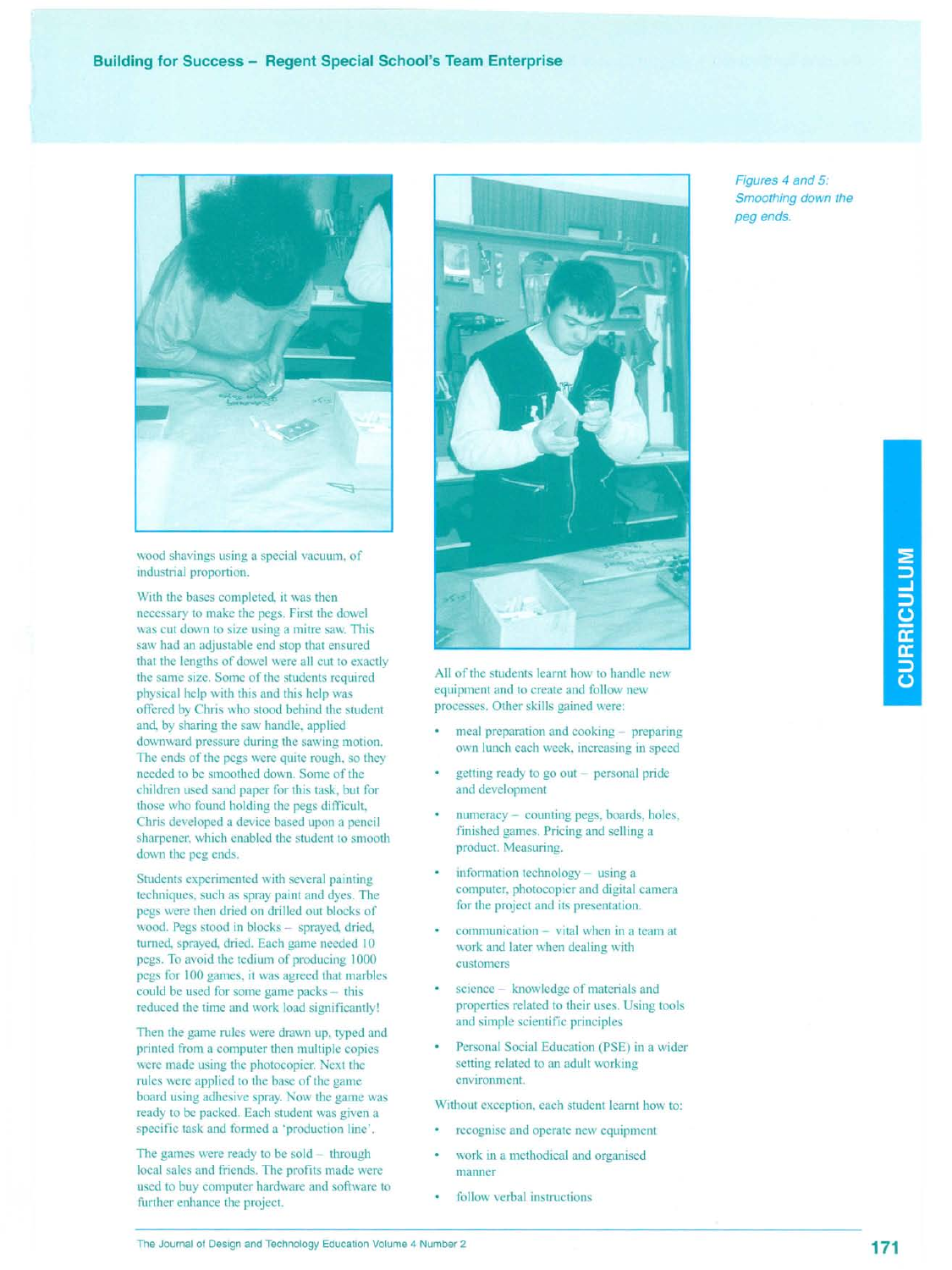*Figures 4 and 5: Smoothing down the peg ends.*

wood shavings using a special vacuum, of industrial proportion.

With the bases completed, it was then necessary to make the pegs. First the dowel was cut down to size using a mitre saw. This saw had an adjustable end stop that ensured that the lengths of dowel were all cut to exactly the same size. Some of the students required physical help with this and this help was offered by Chris who stood behind the student and, by sharing the saw handle, applied downward pressure during the sawing motion. The ends of the pegs were quite rough, so they needed to be smoothed down. Some of the children used sand paper for this task, but for those who found holding the pegs difficult, Chris developed a device based upon a pencil sharpener, which enabled the student to smooth down the peg ends.

Students experimented with several painting techniques, such as spray paint and dyes. The pegs were then dried on drilled out blocks of wood. Pegs stood in blocks – sprayed, dried, turned, sprayed, dried. Each game needed 10 pegs. To avoid the tedium of producing 1000 pegs for 100 games, it was agreed that marbles could be used for some game packs – this reduced the time and work load significantly!

Then the game rules were drawn up, typed and printed from a computer then multiple copies were made using the photocopier. Next the rules were applied to the base of the game board using adhesive spray. Now the game was ready to be packed. Each student was given a specific task and formed a 'production line'.

The games were ready to be sold – through local sales and friends. The profits made were used to buy computer hardware and software to further enhance the project.

All of the students learnt how to handle new equipment and to create and follow new processes. Other skills gained were:

- meal preparation and cooking – preparing own lunch each week, increasing in speed
- getting ready to go out – personal pride and development
- numeracy – counting pegs, boards, holes, finished games. Pricing and selling a product. Measuring.
- information technology – using a computer, photocopier and digital camera for the project and its presentation.
- communication – vital when in a team at work and later when dealing with customers
- science – knowledge of materials and properties related to their uses. Using tools and simple scientific principles
- Personal Social Education (PSE) in a wider setting related to an adult working environment.

Without exception, each student learnt how to:

- recognise and operate new equipment
- work in a methodical and organised manner
- follow verbal instructions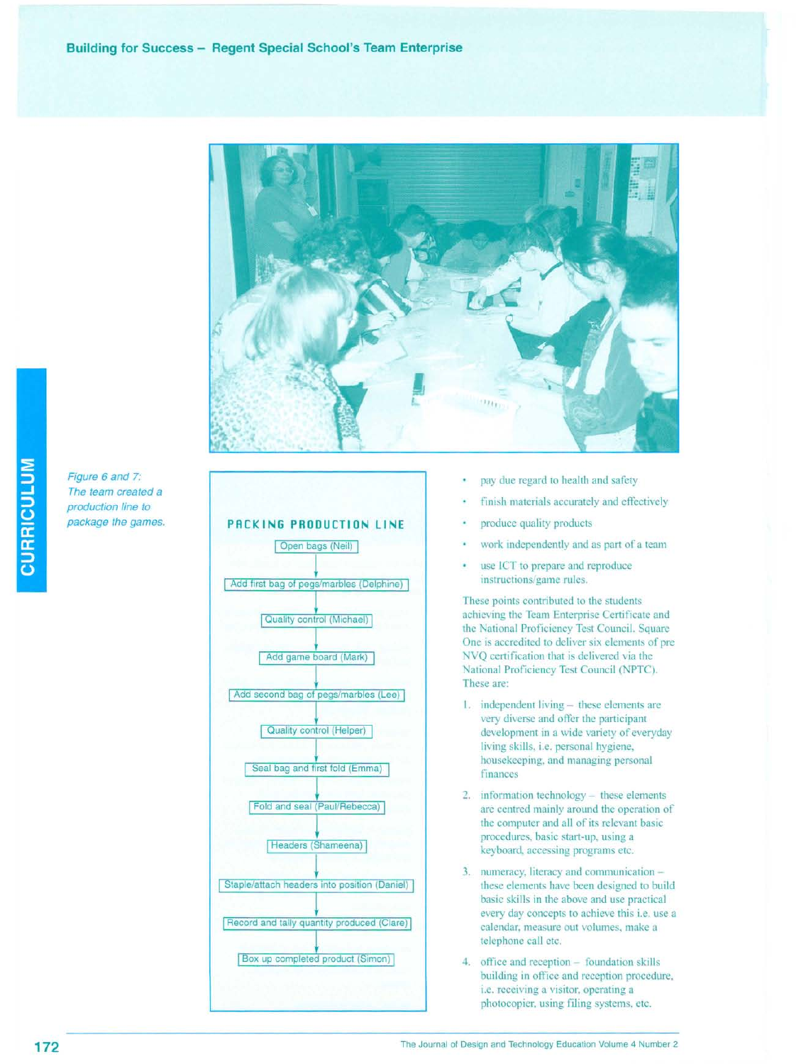Figure 6 and 7: The team created a production line to package the games.

**PACKING PRODUCTION LINE**

Open bags (Neil)
↓
Add first bag of pegs/marbles (Delphine)
↓
Quality control (Michael)
↓
Add game board (Mark)
↓
Add second bag of pegs/marbles (Lee)
↓
Quality control (Helper)
↓
Seal bag and first fold (Emma)
↓
Fold and seal (Paul/Rebecca)
↓
Headers (Shameena)
↓
Staple/attach headers into position (Daniel)
↓
Record and tally quantity produced (Clare)
↓
Box up completed product (Simon)

- pay due regard to health and safety
- finish materials accurately and effectively
- produce quality products
- work independently and as part of a team
- use ICT to prepare and reproduce instructions/game rules.

These points contributed to the students achieving the Team Enterprise Certificate and the National Proficiency Test Council. Square One is accredited to deliver six elements of pre NVQ certification that is delivered via the National Proficiency Test Council (NPTC). These are:

1. independent living – these elements are very diverse and offer the participant development in a wide variety of everyday living skills, i.e. personal hygiene, housekeeping, and managing personal finances
2. information technology – these elements are centred mainly around the operation of the computer and all of its relevant basic procedures, basic start-up, using a keyboard, accessing programs etc.
3. numeracy, literacy and communication – these elements have been designed to build basic skills in the above and use practical every day concepts to achieve this i.e. use a calendar, measure out volumes, make a telephone call etc.
4. office and reception – foundation skills building in office and reception procedure, i.e. receiving a visitor, operating a photocopier, using filing systems, etc.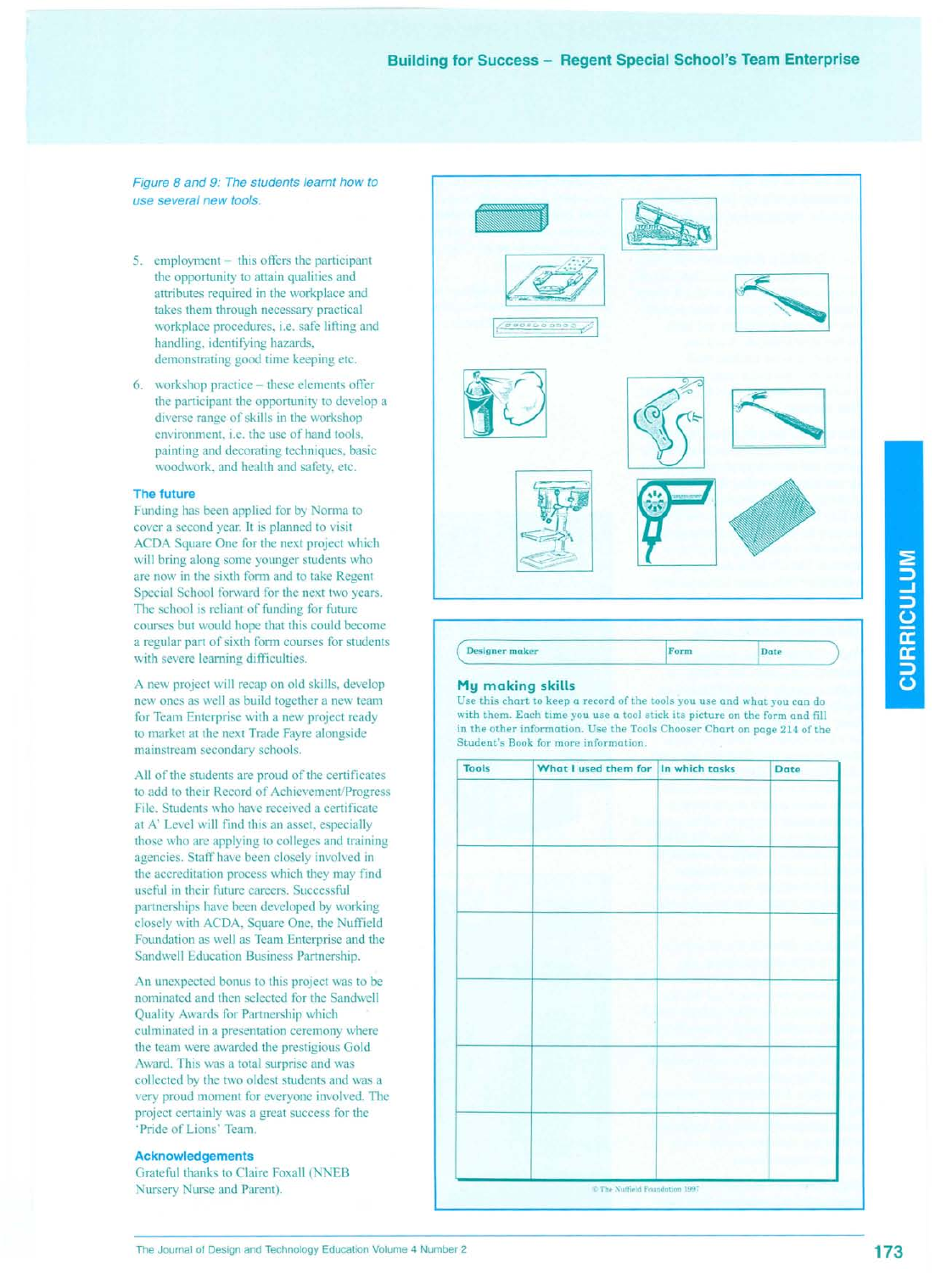*Figure 8 and 9: The students learnt how to use several new tools.*

5. employment – this offers the participant the opportunity to attain qualities and attributes required in the workplace and takes them through necessary practical workplace procedures, i.e. safe lifting and handling, identifying hazards, demonstrating good time keeping etc.

6. workshop practice – these elements offer the participant the opportunity to develop a diverse range of skills in the workshop environment, i.e. the use of hand tools, painting and decorating techniques, basic woodwork, and health and safety, etc.

### The future

Funding has been applied for by Norma to cover a second year. It is planned to visit ACDA Square One for the next project which will bring along some younger students who are now in the sixth form and to take Regent Special School forward for the next two years. The school is reliant of funding for future courses but would hope that this could become a regular part of sixth form courses for students with severe learning difficulties.

A new project will recap on old skills, develop new ones as well as build together a new team for Team Enterprise with a new project ready to market at the next Trade Fayre alongside mainstream secondary schools.

All of the students are proud of the certificates to add to their Record of Achievement/Progress File. Students who have received a certificate at A' Level will find this an asset, especially those who are applying to colleges and training agencies. Staff have been closely involved in the accreditation process which they may find useful in their future careers. Successful partnerships have been developed by working closely with ACDA, Square One, the Nuffield Foundation as well as Team Enterprise and the Sandwell Education Business Partnership.

An unexpected bonus to this project was to be nominated and then selected for the Sandwell Quality Awards for Partnership which culminated in a presentation ceremony where the team were awarded the prestigious Gold Award. This was a total surprise and was collected by the two oldest students and was a very proud moment for everyone involved. The project certainly was a great success for the 'Pride of Lions' Team.

### Acknowledgements

Grateful thanks to Claire Foxall (NNEB Nursery Nurse and Parent).

| Designer maker | Form | Date |
|---|---|---|

**My making skills**

Use this chart to keep a record of the tools you use and what you can do with them. Each time you use a tool stick its picture on the form and fill in the other information. Use the Tools Chooser Chart on page 214 of the Student's Book for more information.

| Tools | What I used them for | In which tasks | Date |
|---|---|---|---|
| | | | |
| | | | |
| | | | |
| | | | |
| | | | |
| | | | |

© The Nuffield Foundation 1997